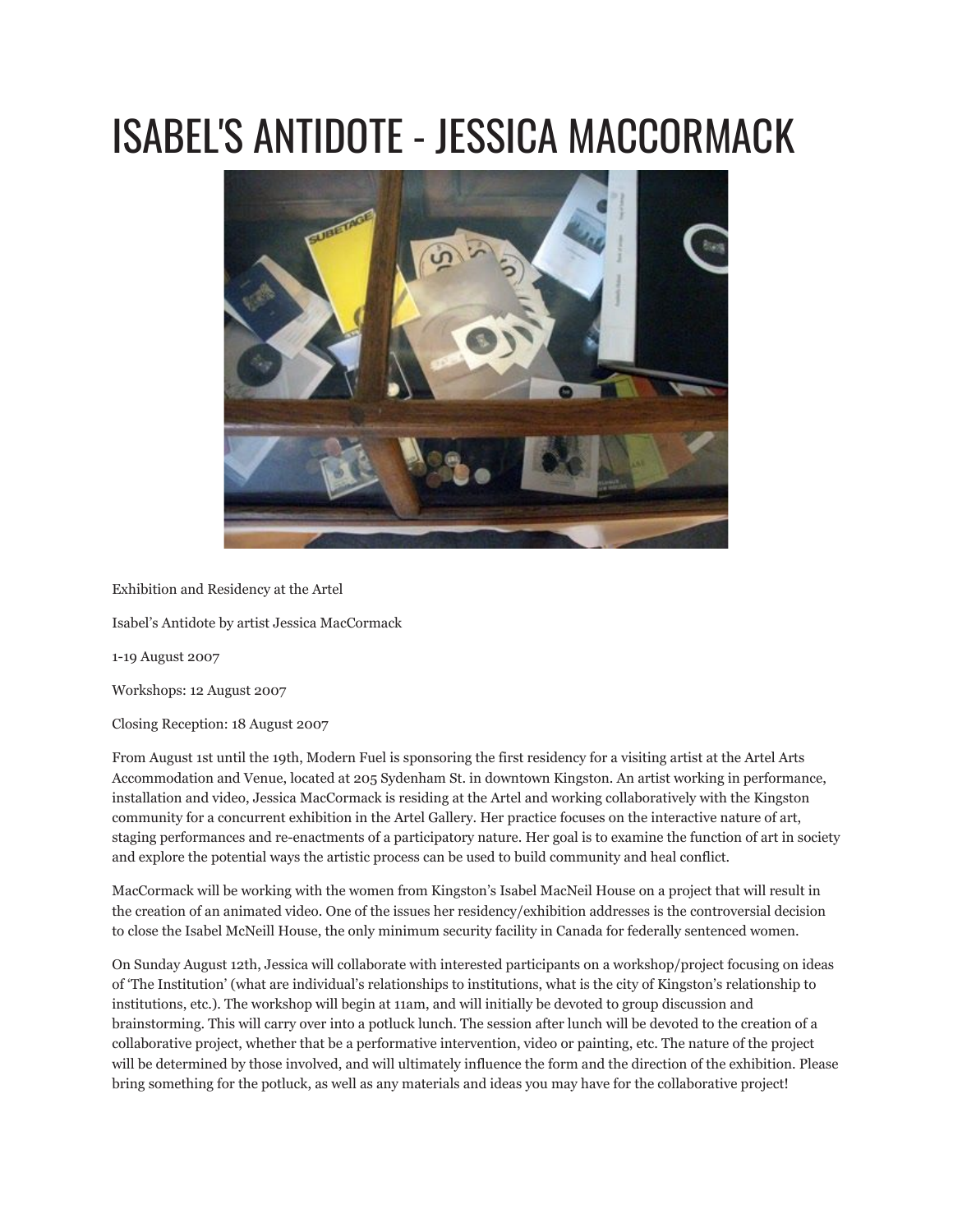# ISABEL'S ANTIDOTE - JESSICA MACCORMACK

Exhibition and Residency at the Artel

Isabel's Antidote by artist Jessica MacCormack

1-19 August 2007

Workshops: 12 August 2007

Closing Reception: 18 August 2007

From August 1st until the 19th, Modern Fuel is sponsoring the first residency for a visiting artist at the Artel Arts Accommodation and Venue, located at 205 Sydenham St. in downtown Kingston. An artist working in performance, installation and video, Jessica MacCormack is residing at the Artel and working collaboratively with the Kingston community for a concurrent exhibition in the Artel Gallery. Her practice focuses on the interactive nature of art, staging performances and re-enactments of a participatory nature. Her goal is to examine the function of art in society and explore the potential ways the artistic process can be used to build community and heal conflict.

MacCormack will be working with the women from Kingston's Isabel MacNeil House on a project that will result in the creation of an animated video. One of the issues her residency/exhibition addresses is the controversial decision to close the Isabel McNeill House, the only minimum security facility in Canada for federally sentenced women.

On Sunday August 12th, Jessica will collaborate with interested participants on a workshop/project focusing on ideas of 'The Institution' (what are individual's relationships to institutions, what is the city of Kingston's relationship to institutions, etc.). The workshop will begin at 11am, and will initially be devoted to group discussion and brainstorming. This will carry over into a potluck lunch. The session after lunch will be devoted to the creation of a collaborative project, whether that be a performative intervention, video or painting, etc. The nature of the project will be determined by those involved, and will ultimately influence the form and the direction of the exhibition. Please bring something for the potluck, as well as any materials and ideas you may have for the collaborative project!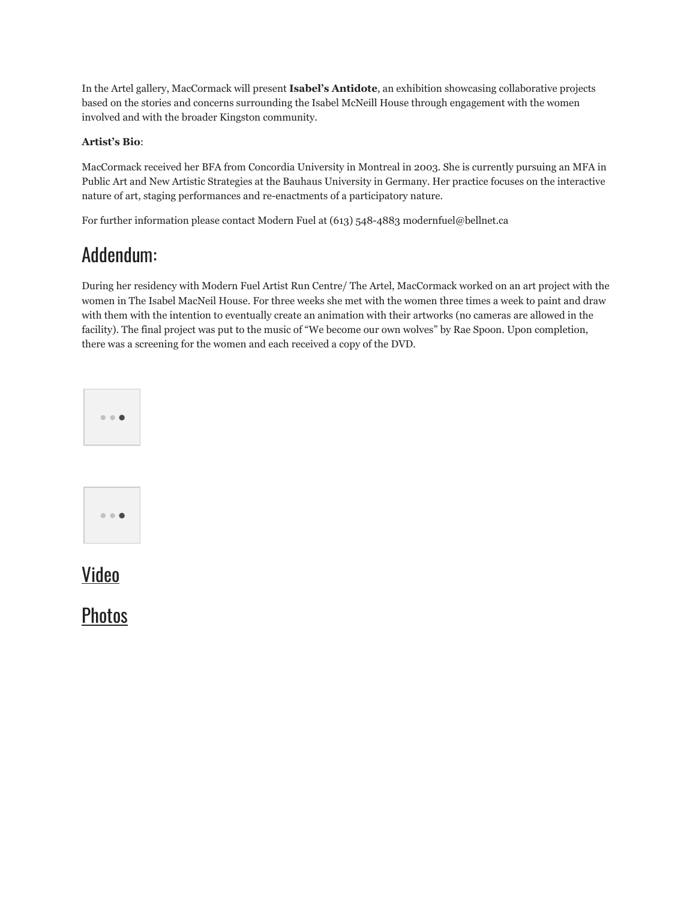In the Artel gallery, MacCormack will present **Isabel's Antidote**, an exhibition showcasing collaborative projects based on the stories and concerns surrounding the Isabel McNeill House through engagement with the women involved and with the broader Kingston community.

**Artist's Bio**:

MacCormack received her BFA from Concordia University in Montreal in 2003. She is currently pursuing an MFA in Public Art and New Artistic Strategies at the Bauhaus University in Germany. Her practice focuses on the interactive nature of art, staging performances and re-enactments of a participatory nature.

For further information please contact Modern Fuel at (613) 548-4883 modernfuel@bellnet.ca

## Addendum:

During her residency with Modern Fuel Artist Run Centre/ The Artel, MacCormack worked on an art project with the women in The Isabel MacNeil House. For three weeks she met with the women three times a week to paint and draw with them with the intention to eventually create an animation with their artworks (no cameras are allowed in the facility). The final project was put to the music of "We become our own wolves" by Rae Spoon. Upon completion, there was a screening for the women and each received a copy of the DVD.

## Video

## Photos